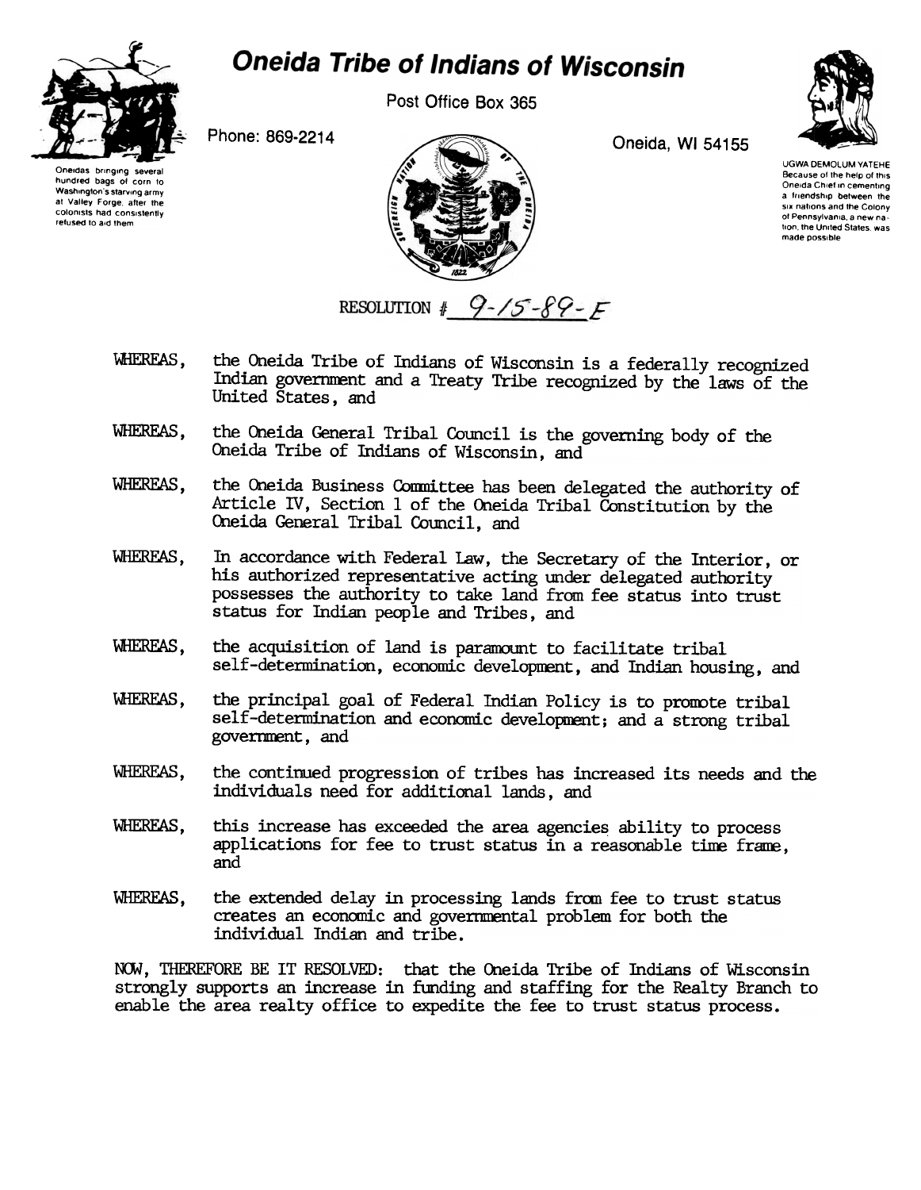# Oneida Tribe of Indians of Wisconsin

Post Office Box 365

Phone: 869-2214

Oneida, WI 54155

Oneidas bringing several hundred bags of corn to Washington's starving army at Valley Forge, after the colonists had consistently refused to aid them

UGWA DEMOLUM YATEHE
Because of the help of this Oneida Chief in cementing a friendship between the six nations and the Colony of Pennsylvania, a new nation, the United States, was made possible

RESOLUTION # 9-15-89-F

WHEREAS, the Oneida Tribe of Indians of Wisconsin is a federally recognized Indian government and a Treaty Tribe recognized by the laws of the United States, and

WHEREAS, the Oneida General Tribal Council is the governing body of the Oneida Tribe of Indians of Wisconsin, and

WHEREAS, the Oneida Business Committee has been delegated the authority of Article IV, Section 1 of the Oneida Tribal Constitution by the Oneida General Tribal Council, and

WHEREAS, In accordance with Federal Law, the Secretary of the Interior, or his authorized representative acting under delegated authority possesses the authority to take land from fee status into trust status for Indian people and Tribes, and

WHEREAS, the acquisition of land is paramount to facilitate tribal self-determination, economic development, and Indian housing, and

WHEREAS, the principal goal of Federal Indian Policy is to promote tribal self-determination and economic development; and a strong tribal government, and

WHEREAS, the continued progression of tribes has increased its needs and the individuals need for additional lands, and

WHEREAS, this increase has exceeded the area agencies ability to process applications for fee to trust status in a reasonable time frame, and

WHEREAS, the extended delay in processing lands from fee to trust status creates an economic and governmental problem for both the individual Indian and tribe.

NOW, THEREFORE BE IT RESOLVED: that the Oneida Tribe of Indians of Wisconsin strongly supports an increase in funding and staffing for the Realty Branch to enable the area realty office to expedite the fee to trust status process.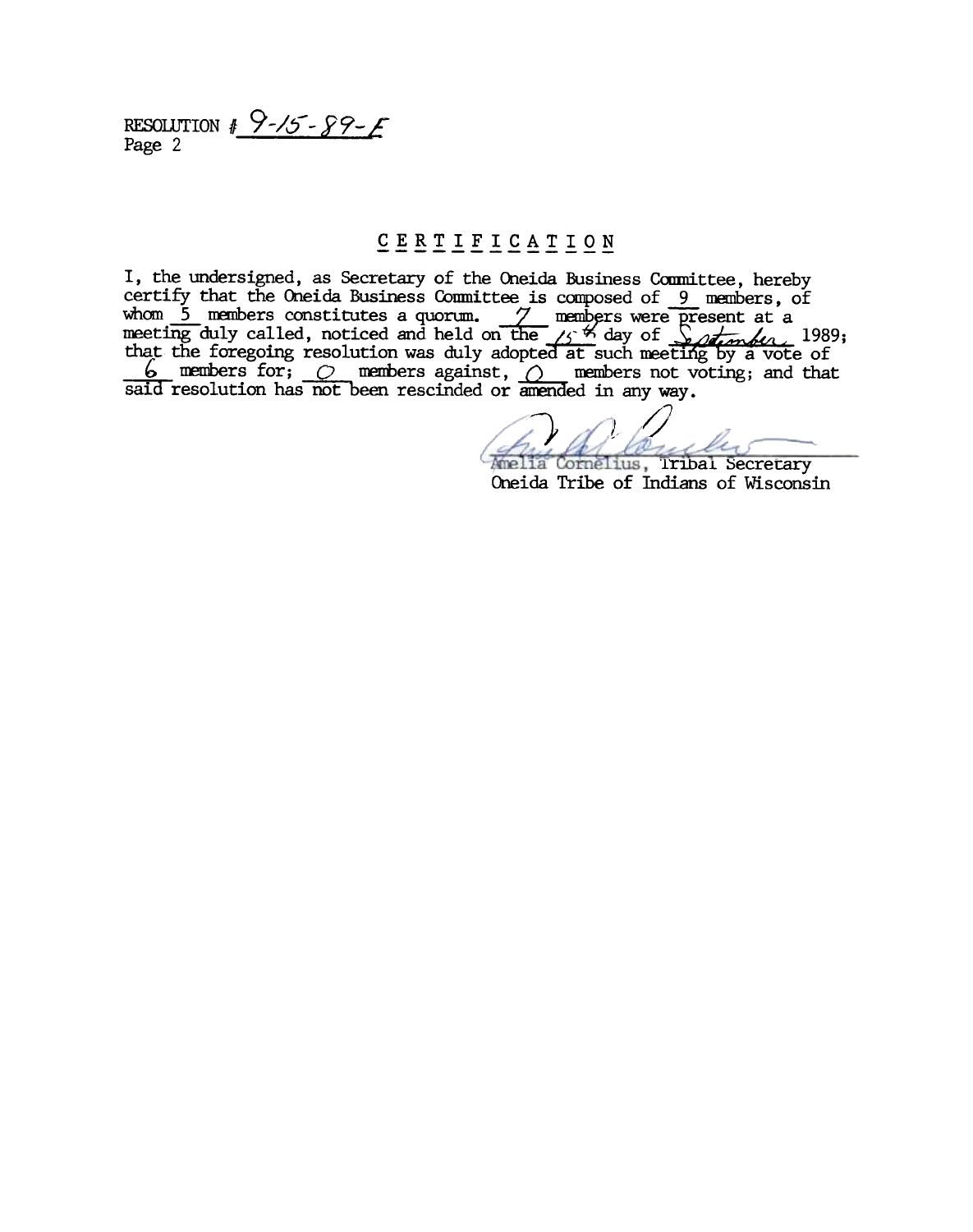RESOLUTION # 9-15-89-F
Page 2

## CERTIFICATION

I, the undersigned, as Secretary of the Oneida Business Committee, hereby certify that the Oneida Business Committee is composed of 9 members, of whom 5 members constitutes a quorum. 7 members were present at a meeting duly called, noticed and held on the 15th day of September 1989; that the foregoing resolution was duly adopted at such meeting by a vote of 6 members for; 0 members against, 0 members not voting; and that said resolution has not been rescinded or amended in any way.

Amelia Cornelius, Tribal Secretary
Oneida Tribe of Indians of Wisconsin